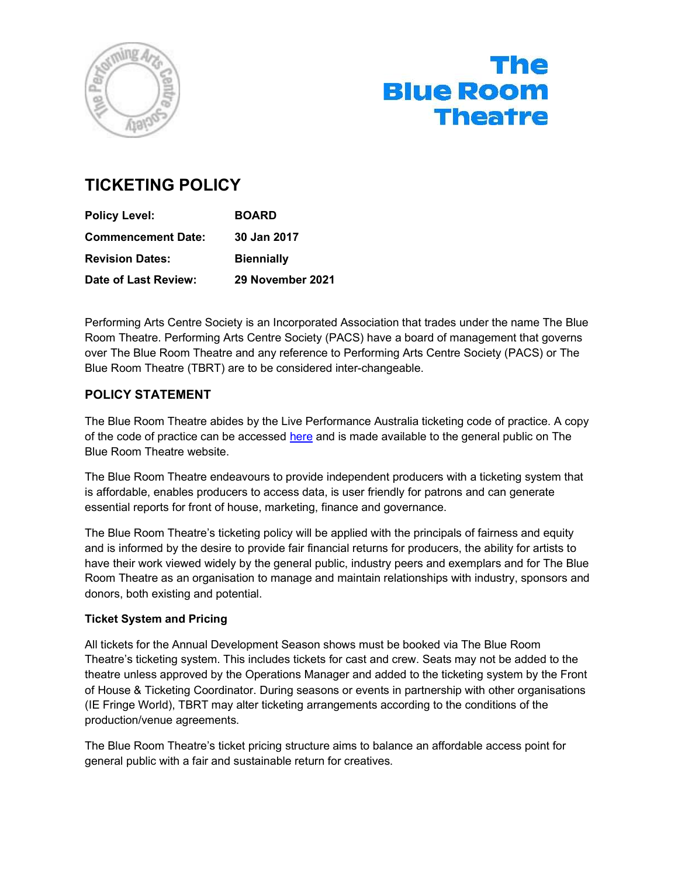# TICKETING POLICY

| | |
|---|---|
| **Policy Level:** | **BOARD** |
| **Commencement Date:** | **30 Jan 2017** |
| **Revision Dates:** | **Biennially** |
| **Date of Last Review:** | **29 November 2021** |

Performing Arts Centre Society is an Incorporated Association that trades under the name The Blue Room Theatre. Performing Arts Centre Society (PACS) have a board of management that governs over The Blue Room Theatre and any reference to Performing Arts Centre Society (PACS) or The Blue Room Theatre (TBRT) are to be considered inter-changeable.

## POLICY STATEMENT

The Blue Room Theatre abides by the Live Performance Australia ticketing code of practice. A copy of the code of practice can be accessed here and is made available to the general public on The Blue Room Theatre website.

The Blue Room Theatre endeavours to provide independent producers with a ticketing system that is affordable, enables producers to access data, is user friendly for patrons and can generate essential reports for front of house, marketing, finance and governance.

The Blue Room Theatre's ticketing policy will be applied with the principals of fairness and equity and is informed by the desire to provide fair financial returns for producers, the ability for artists to have their work viewed widely by the general public, industry peers and exemplars and for The Blue Room Theatre as an organisation to manage and maintain relationships with industry, sponsors and donors, both existing and potential.

### Ticket System and Pricing

All tickets for the Annual Development Season shows must be booked via The Blue Room Theatre's ticketing system. This includes tickets for cast and crew. Seats may not be added to the theatre unless approved by the Operations Manager and added to the ticketing system by the Front of House & Ticketing Coordinator. During seasons or events in partnership with other organisations (IE Fringe World), TBRT may alter ticketing arrangements according to the conditions of the production/venue agreements.

The Blue Room Theatre's ticket pricing structure aims to balance an affordable access point for general public with a fair and sustainable return for creatives.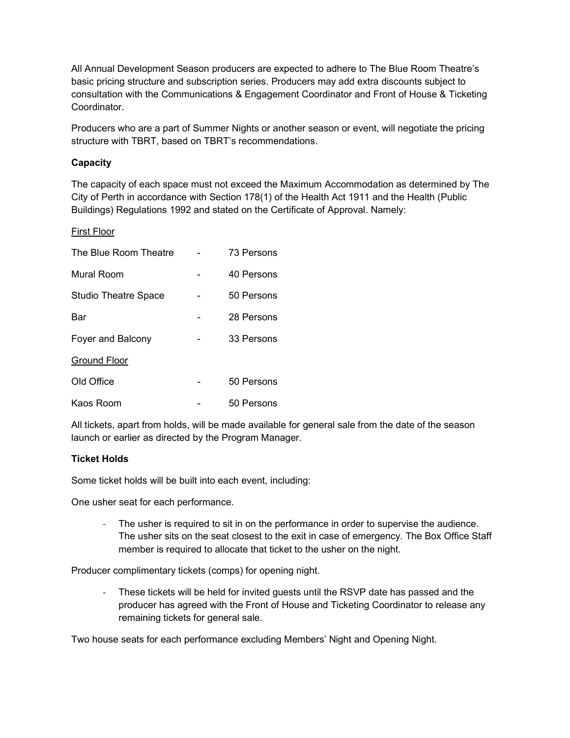All Annual Development Season producers are expected to adhere to The Blue Room Theatre's basic pricing structure and subscription series. Producers may add extra discounts subject to consultation with the Communications & Engagement Coordinator and Front of House & Ticketing Coordinator.

Producers who are a part of Summer Nights or another season or event, will negotiate the pricing structure with TBRT, based on TBRT's recommendations.

**Capacity**

The capacity of each space must not exceed the Maximum Accommodation as determined by The City of Perth in accordance with Section 178(1) of the Health Act 1911 and the Health (Public Buildings) Regulations 1992 and stated on the Certificate of Approval. Namely:

<u>First Floor</u>

| | | |
|---|---|---|
| The Blue Room Theatre | - | 73 Persons |
| Mural Room | - | 40 Persons |
| Studio Theatre Space | - | 50 Persons |
| Bar | - | 28 Persons |
| Foyer and Balcony | - | 33 Persons |

<u>Ground Floor</u>

| | | |
|---|---|---|
| Old Office | - | 50 Persons |
| Kaos Room | - | 50 Persons |

All tickets, apart from holds, will be made available for general sale from the date of the season launch or earlier as directed by the Program Manager.

**Ticket Holds**

Some ticket holds will be built into each event, including:

One usher seat for each performance.

- The usher is required to sit in on the performance in order to supervise the audience. The usher sits on the seat closest to the exit in case of emergency. The Box Office Staff member is required to allocate that ticket to the usher on the night.

Producer complimentary tickets (comps) for opening night.

- These tickets will be held for invited guests until the RSVP date has passed and the producer has agreed with the Front of House and Ticketing Coordinator to release any remaining tickets for general sale.

Two house seats for each performance excluding Members' Night and Opening Night.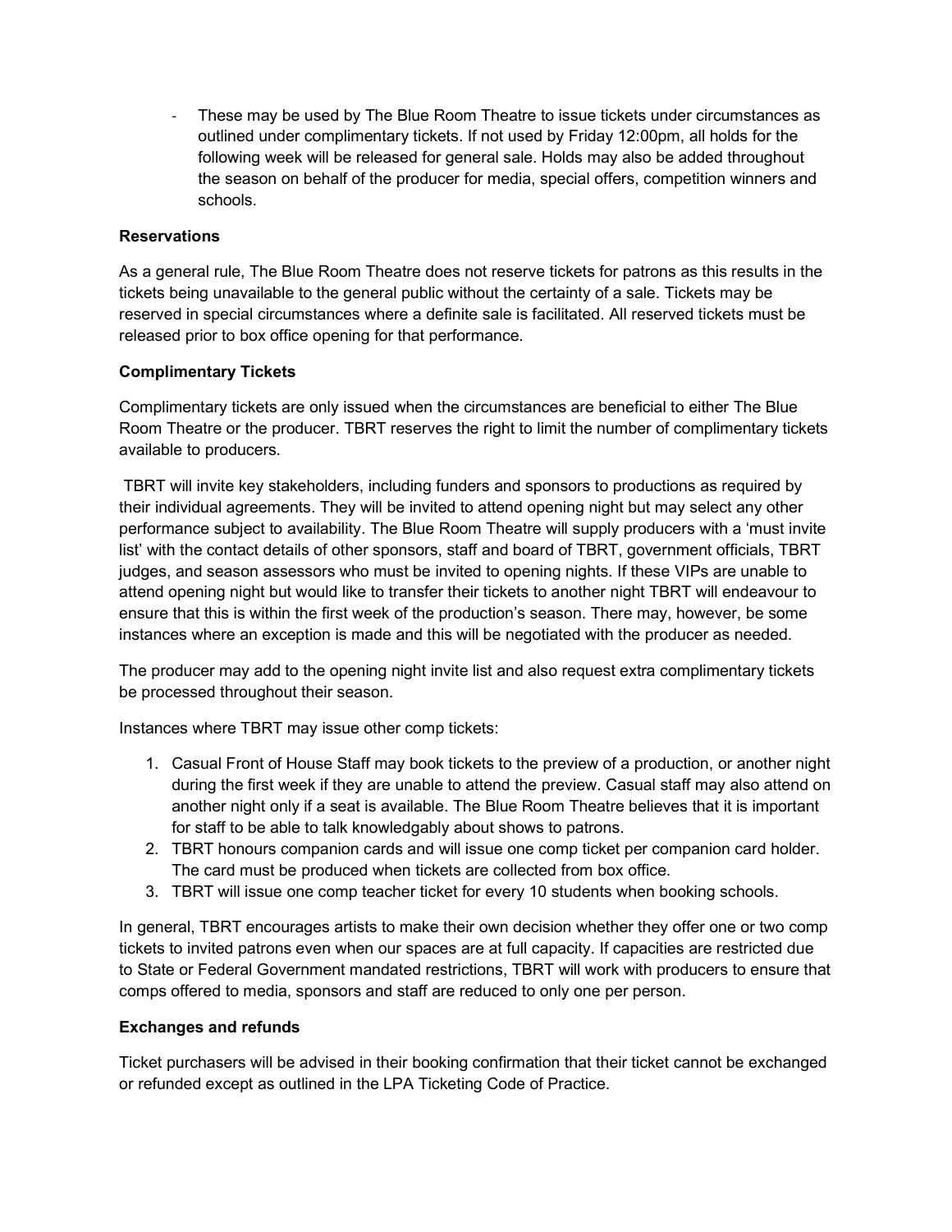- These may be used by The Blue Room Theatre to issue tickets under circumstances as outlined under complimentary tickets. If not used by Friday 12:00pm, all holds for the following week will be released for general sale. Holds may also be added throughout the season on behalf of the producer for media, special offers, competition winners and schools.

**Reservations**

As a general rule, The Blue Room Theatre does not reserve tickets for patrons as this results in the tickets being unavailable to the general public without the certainty of a sale. Tickets may be reserved in special circumstances where a definite sale is facilitated. All reserved tickets must be released prior to box office opening for that performance.

**Complimentary Tickets**

Complimentary tickets are only issued when the circumstances are beneficial to either The Blue Room Theatre or the producer. TBRT reserves the right to limit the number of complimentary tickets available to producers.

TBRT will invite key stakeholders, including funders and sponsors to productions as required by their individual agreements. They will be invited to attend opening night but may select any other performance subject to availability. The Blue Room Theatre will supply producers with a 'must invite list' with the contact details of other sponsors, staff and board of TBRT, government officials, TBRT judges, and season assessors who must be invited to opening nights. If these VIPs are unable to attend opening night but would like to transfer their tickets to another night TBRT will endeavour to ensure that this is within the first week of the production's season. There may, however, be some instances where an exception is made and this will be negotiated with the producer as needed.

The producer may add to the opening night invite list and also request extra complimentary tickets be processed throughout their season.

Instances where TBRT may issue other comp tickets:

1. Casual Front of House Staff may book tickets to the preview of a production, or another night during the first week if they are unable to attend the preview. Casual staff may also attend on another night only if a seat is available. The Blue Room Theatre believes that it is important for staff to be able to talk knowledgably about shows to patrons.
2. TBRT honours companion cards and will issue one comp ticket per companion card holder. The card must be produced when tickets are collected from box office.
3. TBRT will issue one comp teacher ticket for every 10 students when booking schools.

In general, TBRT encourages artists to make their own decision whether they offer one or two comp tickets to invited patrons even when our spaces are at full capacity. If capacities are restricted due to State or Federal Government mandated restrictions, TBRT will work with producers to ensure that comps offered to media, sponsors and staff are reduced to only one per person.

**Exchanges and refunds**

Ticket purchasers will be advised in their booking confirmation that their ticket cannot be exchanged or refunded except as outlined in the LPA Ticketing Code of Practice.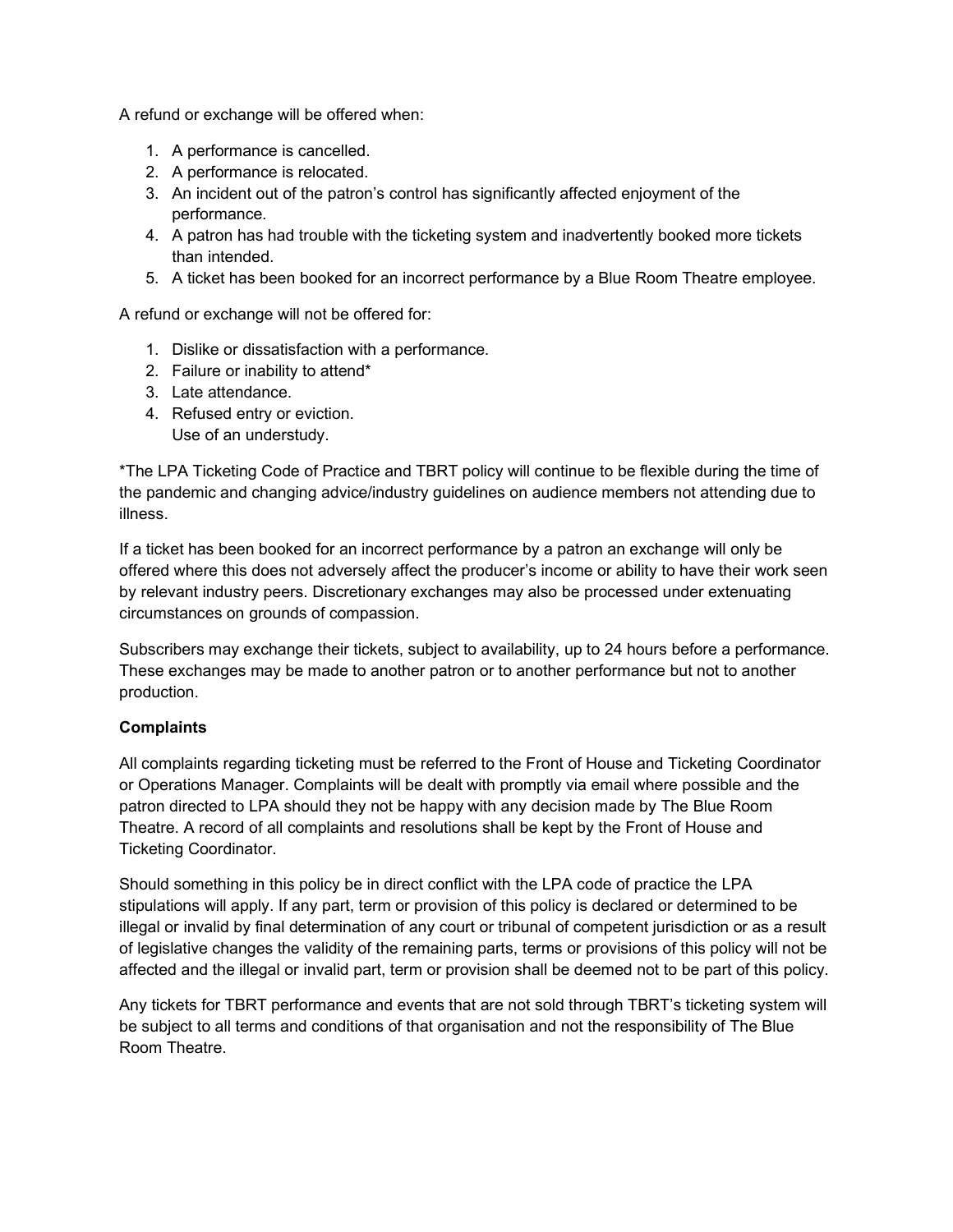A refund or exchange will be offered when:

1. A performance is cancelled.
2. A performance is relocated.
3. An incident out of the patron's control has significantly affected enjoyment of the performance.
4. A patron has had trouble with the ticketing system and inadvertently booked more tickets than intended.
5. A ticket has been booked for an incorrect performance by a Blue Room Theatre employee.

A refund or exchange will not be offered for:

1. Dislike or dissatisfaction with a performance.
2. Failure or inability to attend*
3. Late attendance.
4. Refused entry or eviction.
   Use of an understudy.

*The LPA Ticketing Code of Practice and TBRT policy will continue to be flexible during the time of the pandemic and changing advice/industry guidelines on audience members not attending due to illness.

If a ticket has been booked for an incorrect performance by a patron an exchange will only be offered where this does not adversely affect the producer's income or ability to have their work seen by relevant industry peers. Discretionary exchanges may also be processed under extenuating circumstances on grounds of compassion.

Subscribers may exchange their tickets, subject to availability, up to 24 hours before a performance. These exchanges may be made to another patron or to another performance but not to another production.

**Complaints**

All complaints regarding ticketing must be referred to the Front of House and Ticketing Coordinator or Operations Manager. Complaints will be dealt with promptly via email where possible and the patron directed to LPA should they not be happy with any decision made by The Blue Room Theatre. A record of all complaints and resolutions shall be kept by the Front of House and Ticketing Coordinator.

Should something in this policy be in direct conflict with the LPA code of practice the LPA stipulations will apply. If any part, term or provision of this policy is declared or determined to be illegal or invalid by final determination of any court or tribunal of competent jurisdiction or as a result of legislative changes the validity of the remaining parts, terms or provisions of this policy will not be affected and the illegal or invalid part, term or provision shall be deemed not to be part of this policy.

Any tickets for TBRT performance and events that are not sold through TBRT's ticketing system will be subject to all terms and conditions of that organisation and not the responsibility of The Blue Room Theatre.